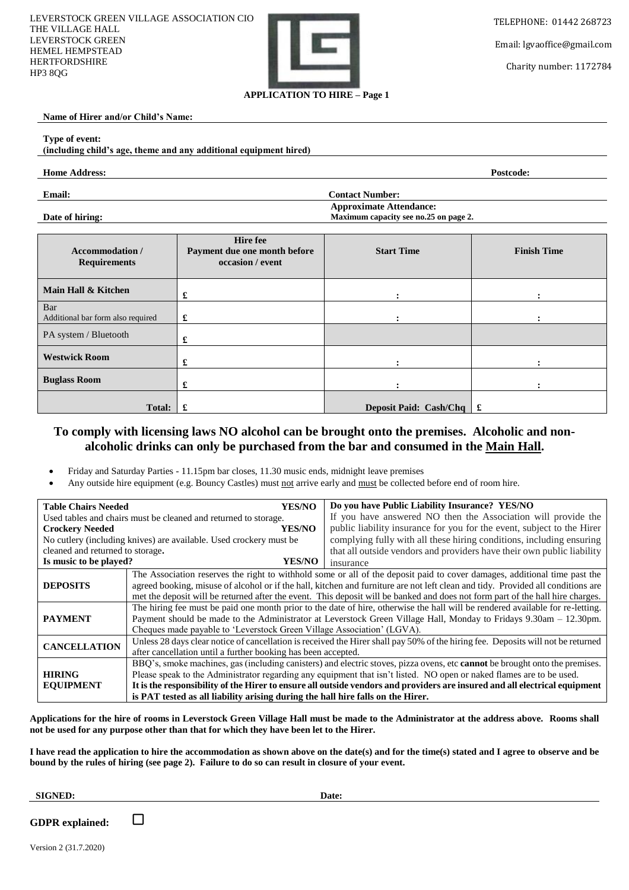LEVERSTOCK GREEN VILLAGE ASSOCIATION CIO
THE VILLAGE HALL
LEVERSTOCK GREEN
HEMEL HEMPSTEAD
HERTFORDSHIRE
HP3 8QG

TELEPHONE: 01442 268723

Email: lgvaoffice@gmail.com

Charity number: 1172784

## APPLICATION TO HIRE – Page 1

**Name of Hirer and/or Child's Name:**

**Type of event:**
**(including child's age, theme and any additional equipment hired)**

**Home Address:** **Postcode:**

**Email:** **Contact Number:**

**Date of hiring:** **Approximate Attendance:**
**Maximum capacity see no.25 on page 2.**

| Accommodation / Requirements | Hire fee Payment due one month before occasion / event | Start Time | Finish Time |
|---|---|---|---|
| **Main Hall & Kitchen** | £ | : | : |
| Bar<br>Additional bar form also required | £ | : | : |
| PA system / Bluetooth | £ | | |
| **Westwick Room** | £ | : | : |
| **Buglass Room** | £ | : | : |
| **Total:** | £ | **Deposit Paid: Cash/Chq** | £ |

## To comply with licensing laws NO alcohol can be brought onto the premises. Alcoholic and non-alcoholic drinks can only be purchased from the bar and consumed in the Main Hall.

- Friday and Saturday Parties - 11.15pm bar closes, 11.30 music ends, midnight leave premises
- Any outside hire equipment (e.g. Bouncy Castles) must not arrive early and must be collected before end of room hire.

| | | |
|---|---|---|
| **Table Chairs Needed** **YES/NO**<br>Used tables and chairs must be cleaned and returned to storage.<br>**Crockery Needed** **YES/NO**<br>No cutlery (including knives) are available. Used crockery must be cleaned and returned to storage.<br>**Is music to be played?** **YES/NO** | | **Do you have Public Liability Insurance? YES/NO**<br>If you have answered NO then the Association will provide the public liability insurance for you for the event, subject to the Hirer complying fully with all these hiring conditions, including ensuring that all outside vendors and providers have their own public liability insurance |
| **DEPOSITS** | The Association reserves the right to withhold some or all of the deposit paid to cover damages, additional time past the agreed booking, misuse of alcohol or if the hall, kitchen and furniture are not left clean and tidy. Provided all conditions are met the deposit will be returned after the event. This deposit will be banked and does not form part of the hall hire charges. | |
| **PAYMENT** | The hiring fee must be paid one month prior to the date of hire, otherwise the hall will be rendered available for re-letting. Payment should be made to the Administrator at Leverstock Green Village Hall, Monday to Fridays 9.30am – 12.30pm. Cheques made payable to 'Leverstock Green Village Association' (LGVA). | |
| **CANCELLATION** | Unless 28 days clear notice of cancellation is received the Hirer shall pay 50% of the hiring fee. Deposits will not be returned after cancellation until a further booking has been accepted. | |
| **HIRING EQUIPMENT** | BBQ's, smoke machines, gas (including canisters) and electric stoves, pizza ovens, etc **cannot** be brought onto the premises. Please speak to the Administrator regarding any equipment that isn't listed. NO open or naked flames are to be used. **It is the responsibility of the Hirer to ensure all outside vendors and providers are insured and all electrical equipment is PAT tested as all liability arising during the hall hire falls on the Hirer.** | |

**Applications for the hire of rooms in Leverstock Green Village Hall must be made to the Administrator at the address above. Rooms shall not be used for any purpose other than that for which they have been let to the Hirer.**

**I have read the application to hire the accommodation as shown above on the date(s) and for the time(s) stated and I agree to observe and be bound by the rules of hiring (see page 2). Failure to do so can result in closure of your event.**

**SIGNED:** **Date:**

**GDPR explained:** ☐

Version 2 (31.7.2020)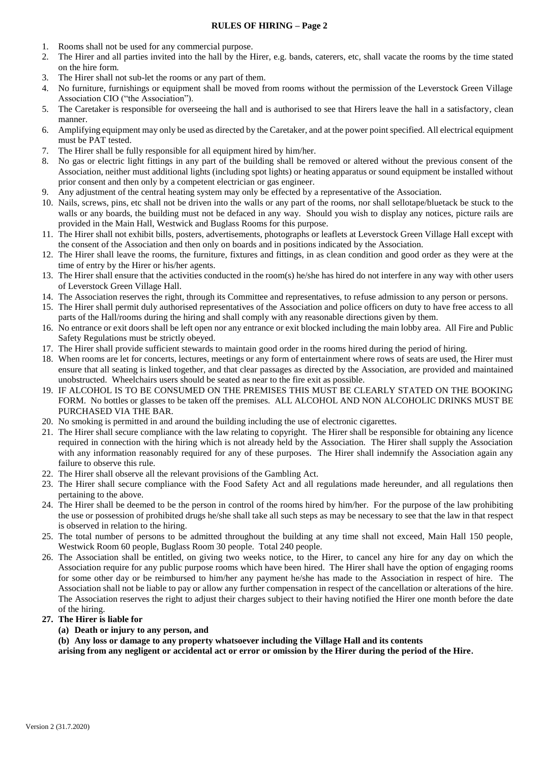# RULES OF HIRING – Page 2

1. Rooms shall not be used for any commercial purpose.
2. The Hirer and all parties invited into the hall by the Hirer, e.g. bands, caterers, etc, shall vacate the rooms by the time stated on the hire form.
3. The Hirer shall not sub-let the rooms or any part of them.
4. No furniture, furnishings or equipment shall be moved from rooms without the permission of the Leverstock Green Village Association CIO ("the Association").
5. The Caretaker is responsible for overseeing the hall and is authorised to see that Hirers leave the hall in a satisfactory, clean manner.
6. Amplifying equipment may only be used as directed by the Caretaker, and at the power point specified. All electrical equipment must be PAT tested.
7. The Hirer shall be fully responsible for all equipment hired by him/her.
8. No gas or electric light fittings in any part of the building shall be removed or altered without the previous consent of the Association, neither must additional lights (including spot lights) or heating apparatus or sound equipment be installed without prior consent and then only by a competent electrician or gas engineer.
9. Any adjustment of the central heating system may only be effected by a representative of the Association.
10. Nails, screws, pins, etc shall not be driven into the walls or any part of the rooms, nor shall sellotape/bluetack be stuck to the walls or any boards, the building must not be defaced in any way. Should you wish to display any notices, picture rails are provided in the Main Hall, Westwick and Buglass Rooms for this purpose.
11. The Hirer shall not exhibit bills, posters, advertisements, photographs or leaflets at Leverstock Green Village Hall except with the consent of the Association and then only on boards and in positions indicated by the Association.
12. The Hirer shall leave the rooms, the furniture, fixtures and fittings, in as clean condition and good order as they were at the time of entry by the Hirer or his/her agents.
13. The Hirer shall ensure that the activities conducted in the room(s) he/she has hired do not interfere in any way with other users of Leverstock Green Village Hall.
14. The Association reserves the right, through its Committee and representatives, to refuse admission to any person or persons.
15. The Hirer shall permit duly authorised representatives of the Association and police officers on duty to have free access to all parts of the Hall/rooms during the hiring and shall comply with any reasonable directions given by them.
16. No entrance or exit doors shall be left open nor any entrance or exit blocked including the main lobby area. All Fire and Public Safety Regulations must be strictly obeyed.
17. The Hirer shall provide sufficient stewards to maintain good order in the rooms hired during the period of hiring.
18. When rooms are let for concerts, lectures, meetings or any form of entertainment where rows of seats are used, the Hirer must ensure that all seating is linked together, and that clear passages as directed by the Association, are provided and maintained unobstructed. Wheelchairs users should be seated as near to the fire exit as possible.
19. IF ALCOHOL IS TO BE CONSUMED ON THE PREMISES THIS MUST BE CLEARLY STATED ON THE BOOKING FORM. No bottles or glasses to be taken off the premises. ALL ALCOHOL AND NON ALCOHOLIC DRINKS MUST BE PURCHASED VIA THE BAR.
20. No smoking is permitted in and around the building including the use of electronic cigarettes.
21. The Hirer shall secure compliance with the law relating to copyright. The Hirer shall be responsible for obtaining any licence required in connection with the hiring which is not already held by the Association. The Hirer shall supply the Association with any information reasonably required for any of these purposes. The Hirer shall indemnify the Association again any failure to observe this rule.
22. The Hirer shall observe all the relevant provisions of the Gambling Act.
23. The Hirer shall secure compliance with the Food Safety Act and all regulations made hereunder, and all regulations then pertaining to the above.
24. The Hirer shall be deemed to be the person in control of the rooms hired by him/her. For the purpose of the law prohibiting the use or possession of prohibited drugs he/she shall take all such steps as may be necessary to see that the law in that respect is observed in relation to the hiring.
25. The total number of persons to be admitted throughout the building at any time shall not exceed, Main Hall 150 people, Westwick Room 60 people, Buglass Room 30 people. Total 240 people.
26. The Association shall be entitled, on giving two weeks notice, to the Hirer, to cancel any hire for any day on which the Association require for any public purpose rooms which have been hired. The Hirer shall have the option of engaging rooms for some other day or be reimbursed to him/her any payment he/she has made to the Association in respect of hire. The Association shall not be liable to pay or allow any further compensation in respect of the cancellation or alterations of the hire. The Association reserves the right to adjust their charges subject to their having notified the Hirer one month before the date of the hiring.
27. **The Hirer is liable for**
    **(a) Death or injury to any person, and**
    **(b) Any loss or damage to any property whatsoever including the Village Hall and its contents**
    **arising from any negligent or accidental act or error or omission by the Hirer during the period of the Hire.**

Version 2 (31.7.2020)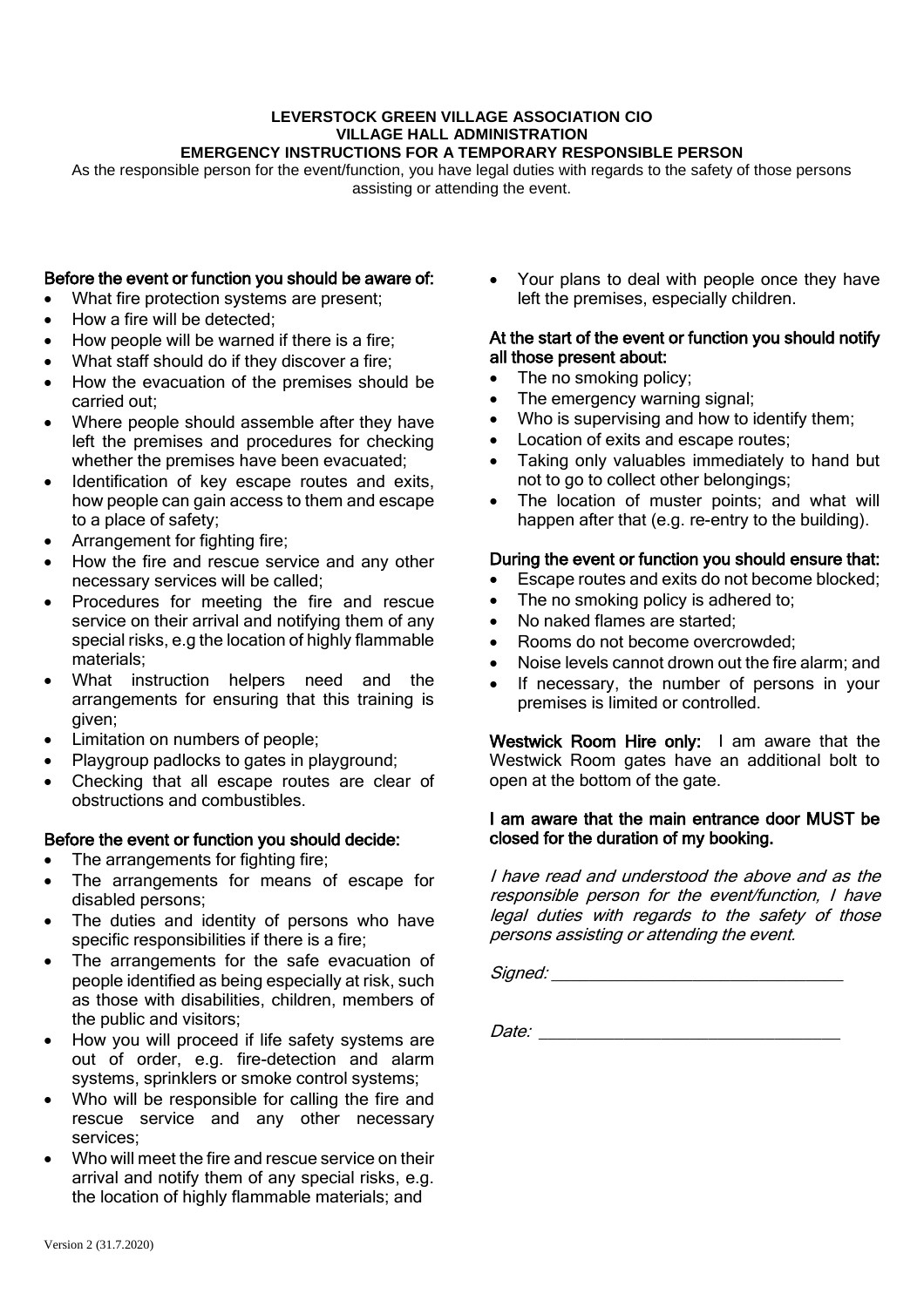**LEVERSTOCK GREEN VILLAGE ASSOCIATION CIO**
**VILLAGE HALL ADMINISTRATION**
**EMERGENCY INSTRUCTIONS FOR A TEMPORARY RESPONSIBLE PERSON**

As the responsible person for the event/function, you have legal duties with regards to the safety of those persons assisting or attending the event.

**Before the event or function you should be aware of:**

- What fire protection systems are present;
- How a fire will be detected;
- How people will be warned if there is a fire;
- What staff should do if they discover a fire;
- How the evacuation of the premises should be carried out;
- Where people should assemble after they have left the premises and procedures for checking whether the premises have been evacuated;
- Identification of key escape routes and exits, how people can gain access to them and escape to a place of safety;
- Arrangement for fighting fire;
- How the fire and rescue service and any other necessary services will be called;
- Procedures for meeting the fire and rescue service on their arrival and notifying them of any special risks, e.g the location of highly flammable materials;
- What instruction helpers need and the arrangements for ensuring that this training is given;
- Limitation on numbers of people;
- Playgroup padlocks to gates in playground;
- Checking that all escape routes are clear of obstructions and combustibles.

**Before the event or function you should decide:**

- The arrangements for fighting fire;
- The arrangements for means of escape for disabled persons;
- The duties and identity of persons who have specific responsibilities if there is a fire;
- The arrangements for the safe evacuation of people identified as being especially at risk, such as those with disabilities, children, members of the public and visitors;
- How you will proceed if life safety systems are out of order, e.g. fire-detection and alarm systems, sprinklers or smoke control systems;
- Who will be responsible for calling the fire and rescue service and any other necessary services;
- Who will meet the fire and rescue service on their arrival and notify them of any special risks, e.g. the location of highly flammable materials; and
- Your plans to deal with people once they have left the premises, especially children.

**At the start of the event or function you should notify all those present about:**

- The no smoking policy;
- The emergency warning signal;
- Who is supervising and how to identify them;
- Location of exits and escape routes;
- Taking only valuables immediately to hand but not to go to collect other belongings;
- The location of muster points; and what will happen after that (e.g. re-entry to the building).

**During the event or function you should ensure that:**

- Escape routes and exits do not become blocked;
- The no smoking policy is adhered to;
- No naked flames are started;
- Rooms do not become overcrowded;
- Noise levels cannot drown out the fire alarm; and
- If necessary, the number of persons in your premises is limited or controlled.

**Westwick Room Hire only:** I am aware that the Westwick Room gates have an additional bolt to open at the bottom of the gate.

**I am aware that the main entrance door MUST be closed for the duration of my booking.**

*I have read and understood the above and as the responsible person for the event/function, I have legal duties with regards to the safety of those persons assisting or attending the event.*

*Signed:* ______________________________

*Date:* ______________________________

Version 2 (31.7.2020)